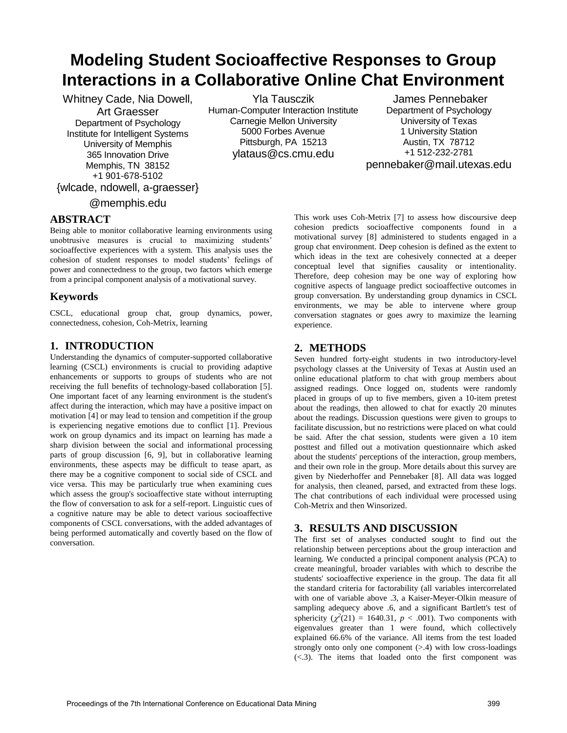# Modeling Student Socioaffective Responses to Group Interactions in a Collaborative Online Chat Environment

Whitney Cade, Nia Dowell, Art Graesser
Department of Psychology
Institute for Intelligent Systems
University of Memphis
365 Innovation Drive
Memphis, TN 38152
+1 901-678-5102
{wlcade, ndowell, a-graesser}@memphis.edu

Yla Tausczik
Human-Computer Interaction Institute
Carnegie Mellon University
5000 Forbes Avenue
Pittsburgh, PA 15213
ylataus@cs.cmu.edu

James Pennebaker
Department of Psychology
University of Texas
1 University Station
Austin, TX 78712
+1 512-232-2781
pennebaker@mail.utexas.edu

## ABSTRACT

Being able to monitor collaborative learning environments using unobtrusive measures is crucial to maximizing students' socioaffective experiences with a system. This analysis uses the cohesion of student responses to model students' feelings of power and connectedness to the group, two factors which emerge from a principal component analysis of a motivational survey.

## Keywords

CSCL, educational group chat, group dynamics, power, connectedness, cohesion, Coh-Metrix, learning

## 1. INTRODUCTION

Understanding the dynamics of computer-supported collaborative learning (CSCL) environments is crucial to providing adaptive enhancements or supports to groups of students who are not receiving the full benefits of technology-based collaboration [5]. One important facet of any learning environment is the student's affect during the interaction, which may have a positive impact on motivation [4] or may lead to tension and competition if the group is experiencing negative emotions due to conflict [1]. Previous work on group dynamics and its impact on learning has made a sharp division between the social and informational processing parts of group discussion [6, 9], but in collaborative learning environments, these aspects may be difficult to tease apart, as there may be a cognitive component to social side of CSCL and vice versa. This may be particularly true when examining cues which assess the group's socioaffective state without interrupting the flow of conversation to ask for a self-report. Linguistic cues of a cognitive nature may be able to detect various socioaffective components of CSCL conversations, with the added advantages of being performed automatically and covertly based on the flow of conversation.

This work uses Coh-Metrix [7] to assess how discoursive deep cohesion predicts socioaffective components found in a motivational survey [8] administered to students engaged in a group chat environment. Deep cohesion is defined as the extent to which ideas in the text are cohesively connected at a deeper conceptual level that signifies causality or intentionality. Therefore, deep cohesion may be one way of exploring how cognitive aspects of language predict socioaffective outcomes in group conversation. By understanding group dynamics in CSCL environments, we may be able to intervene where group conversation stagnates or goes awry to maximize the learning experience.

## 2. METHODS

Seven hundred forty-eight students in two introductory-level psychology classes at the University of Texas at Austin used an online educational platform to chat with group members about assigned readings. Once logged on, students were randomly placed in groups of up to five members, given a 10-item pretest about the readings, then allowed to chat for exactly 20 minutes about the readings. Discussion questions were given to groups to facilitate discussion, but no restrictions were placed on what could be said. After the chat session, students were given a 10 item posttest and filled out a motivation questionnaire which asked about the students' perceptions of the interaction, group members, and their own role in the group. More details about this survey are given by Niederhoffer and Pennebaker [8]. All data was logged for analysis, then cleaned, parsed, and extracted from these logs. The chat contributions of each individual were processed using Coh-Metrix and then Winsorized.

## 3. RESULTS AND DISCUSSION

The first set of analyses conducted sought to find out the relationship between perceptions about the group interaction and learning. We conducted a principal component analysis (PCA) to create meaningful, broader variables with which to describe the students' socioaffective experience in the group. The data fit all the standard criteria for factorability (all variables intercorrelated with one of variable above .3, a Kaiser-Meyer-Olkin measure of sampling adequecy above .6, and a significant Bartlett's test of sphericity ($\chi^2(21)$ = 1640.31, $p$ < .001). Two components with eigenvalues greater than 1 were found, which collectively explained 66.6% of the variance. All items from the test loaded strongly onto only one component (>.4) with low cross-loadings (<.3). The items that loaded onto the first component was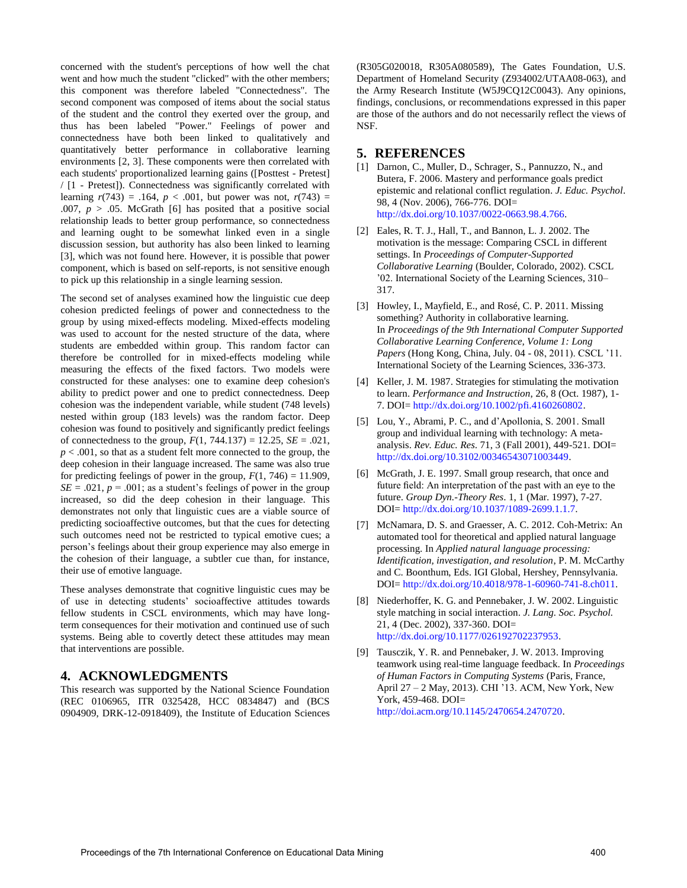concerned with the student's perceptions of how well the chat went and how much the student "clicked" with the other members; this component was therefore labeled "Connectedness". The second component was composed of items about the social status of the student and the control they exerted over the group, and thus has been labeled "Power." Feelings of power and connectedness have both been linked to qualitatively and quantitatively better performance in collaborative learning environments [2, 3]. These components were then correlated with each students' proportionalized learning gains ([Posttest - Pretest] / [1 - Pretest]). Connectedness was significantly correlated with learning $r(743) = .164$, $p < .001$, but power was not, $r(743) = .007$, $p > .05$. McGrath [6] has posited that a positive social relationship leads to better group performance, so connectedness and learning ought to be somewhat linked even in a single discussion session, but authority has also been linked to learning [3], which was not found here. However, it is possible that power component, which is based on self-reports, is not sensitive enough to pick up this relationship in a single learning session.

The second set of analyses examined how the linguistic cue deep cohesion predicted feelings of power and connectedness to the group by using mixed-effects modeling. Mixed-effects modeling was used to account for the nested structure of the data, where students are embedded within group. This random factor can therefore be controlled for in mixed-effects modeling while measuring the effects of the fixed factors. Two models were constructed for these analyses: one to examine deep cohesion's ability to predict power and one to predict connectedness. Deep cohesion was the independent variable, while student (748 levels) nested within group (183 levels) was the random factor. Deep cohesion was found to positively and significantly predict feelings of connectedness to the group, $F(1, 744.137) = 12.25$, $SE = .021$, $p < .001$, so that as a student felt more connected to the group, the deep cohesion in their language increased. The same was also true for predicting feelings of power in the group, $F(1, 746) = 11.909$, $SE = .021$, $p = .001$; as a student's feelings of power in the group increased, so did the deep cohesion in their language. This demonstrates not only that linguistic cues are a viable source of predicting socioaffective outcomes, but that the cues for detecting such outcomes need not be restricted to typical emotive cues; a person's feelings about their group experience may also emerge in the cohesion of their language, a subtler cue than, for instance, their use of emotive language.

These analyses demonstrate that cognitive linguistic cues may be of use in detecting students' socioaffective attitudes towards fellow students in CSCL environments, which may have long-term consequences for their motivation and continued use of such systems. Being able to covertly detect these attitudes may mean that interventions are possible.

## 4. ACKNOWLEDGMENTS

This research was supported by the National Science Foundation (REC 0106965, ITR 0325428, HCC 0834847) and (BCS 0904909, DRK-12-0918409), the Institute of Education Sciences (R305G020018, R305A080589), The Gates Foundation, U.S. Department of Homeland Security (Z934002/UTAA08-063), and the Army Research Institute (W5J9CQ12C0043). Any opinions, findings, conclusions, or recommendations expressed in this paper are those of the authors and do not necessarily reflect the views of NSF.

## 5. REFERENCES

[1] Darnon, C., Muller, D., Schrager, S., Pannuzzo, N., and Butera, F. 2006. Mastery and performance goals predict epistemic and relational conflict regulation. *J. Educ. Psychol*. 98, 4 (Nov. 2006), 766-776. DOI= http://dx.doi.org/10.1037/0022-0663.98.4.766.

[2] Eales, R. T. J., Hall, T., and Bannon, L. J. 2002. The motivation is the message: Comparing CSCL in different settings. In *Proceedings of Computer-Supported Collaborative Learning* (Boulder, Colorado, 2002). CSCL '02. International Society of the Learning Sciences, 310–317.

[3] Howley, I., Mayfield, E., and Rosé, C. P. 2011. Missing something? Authority in collaborative learning. In *Proceedings of the 9th International Computer Supported Collaborative Learning Conference, Volume 1: Long Papers* (Hong Kong, China, July. 04 - 08, 2011). CSCL '11. International Society of the Learning Sciences, 336-373.

[4] Keller, J. M. 1987. Strategies for stimulating the motivation to learn. *Performance and Instruction*, 26, 8 (Oct. 1987), 1-7. DOI= http://dx.doi.org/10.1002/pfi.4160260802.

[5] Lou, Y., Abrami, P. C., and d'Apollonia, S. 2001. Small group and individual learning with technology: A meta-analysis. *Rev. Educ. Res*. 71, 3 (Fall 2001), 449-521. DOI= http://dx.doi.org/10.3102/00346543071003449.

[6] McGrath, J. E. 1997. Small group research, that once and future field: An interpretation of the past with an eye to the future. *Group Dyn.-Theory Res*. 1, 1 (Mar. 1997), 7-27. DOI= http://dx.doi.org/10.1037/1089-2699.1.1.7.

[7] McNamara, D. S. and Graesser, A. C. 2012. Coh-Metrix: An automated tool for theoretical and applied natural language processing. In *Applied natural language processing: Identification, investigation, and resolution*, P. M. McCarthy and C. Boonthum, Eds. IGI Global, Hershey, Pennsylvania. DOI= http://dx.doi.org/10.4018/978-1-60960-741-8.ch011.

[8] Niederhoffer, K. G. and Pennebaker, J. W. 2002. Linguistic style matching in social interaction. *J. Lang. Soc. Psychol.* 21, 4 (Dec. 2002), 337-360. DOI= http://dx.doi.org/10.1177/026192702237953.

[9] Tausczik, Y. R. and Pennebaker, J. W. 2013. Improving teamwork using real-time language feedback. In *Proceedings of Human Factors in Computing Systems* (Paris, France, April 27 – 2 May, 2013). CHI '13. ACM, New York, New York, 459-468. DOI= http://doi.acm.org/10.1145/2470654.2470720.